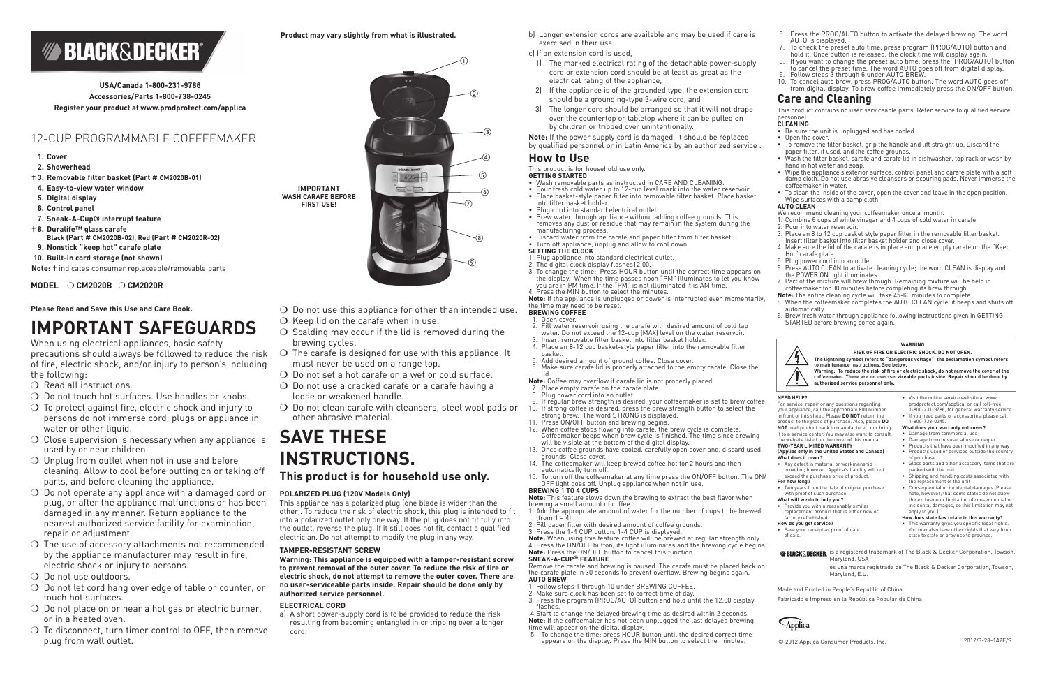# BLACK&DECKER

**USA/Canada 1-800-231-9786**
**Accessories/Parts 1-800-738-0245**
**Register your product at www.prodprotect.com/applica**

## 12-CUP PROGRAMMABLE COFFEEMAKER

1. **Cover**
2. **Showerhead**
3. † **Removable filter basket (Part # CM2020B-01)**
4. **Easy-to-view water window**
5. **Digital display**
6. **Control panel**
7. **Sneak-A-Cup® interrupt feature**
8. † **Duralife™ glass carafe** **Black (Part # CM2020B-02), Red (Part # CM2020R-02)**
9. **Nonstick "keep hot" carafe plate**
10. **Built-in cord storage (not shown)**

**Note:** † indicates consumer replaceable/removable parts

**MODEL** ❍ **CM2020B** ❍ **CM2020R**

**Product may vary slightly from what is illustrated.**

**IMPORTANT WASH CARAFE BEFORE FIRST USE!**

**Please Read and Save this Use and Care Book.**

# IMPORTANT SAFEGUARDS

When using electrical appliances, basic safety precautions should always be followed to reduce the risk of fire, electric shock, and/or injury to person's including the following:

- ❍ Read all instructions.
- ❍ Do not touch hot surfaces. Use handles or knobs.
- ❍ To protect against fire, electric shock and injury to persons do not immerse cord, plugs or appliance in water or other liquid.
- ❍ Close supervision is necessary when any appliance is used by or near children.
- ❍ Unplug from outlet when not in use and before cleaning. Allow to cool before putting on or taking off parts, and before cleaning the appliance.
- ❍ Do not operate any appliance with a damaged cord or plug, or after the appliance malfunctions or has been damaged in any manner. Return appliance to the nearest authorized service facility for examination, repair or adjustment.
- ❍ The use of accessory attachments not recommended by the appliance manufacturer may result in fire, electric shock or injury to persons.
- ❍ Do not use outdoors.
- ❍ Do not let cord hang over edge of table or counter, or touch hot surfaces.
- ❍ Do not place on or near a hot gas or electric burner, or in a heated oven.
- ❍ To disconnect, turn timer control to OFF, then remove plug from wall outlet.
- ❍ Do not use this appliance for other than intended use.
- ❍ Keep lid on the carafe when in use.
- ❍ Scalding may occur if the lid is removed during the brewing cycles.
- ❍ The carafe is designed for use with this appliance. It must never be used on a range top.
- ❍ Do not set a hot carafe on a wet or cold surface.
- ❍ Do not use a cracked carafe or a carafe having a loose or weakened handle.
- ❍ Do not clean carafe with cleansers, steel wool pads or other abrasive material.

# SAVE THESE INSTRUCTIONS.

## This product is for household use only.

### POLARIZED PLUG (120V Models Only)

This appliance has a polarized plug (one blade is wider than the other). To reduce the risk of electric shock, this plug is intended to fit into a polarized outlet only one way. If the plug does not fit fully into the outlet, reverse the plug. If it still does not fit, contact a qualified electrician. Do not attempt to modify the plug in any way.

### TAMPER-RESISTANT SCREW

**Warning: This appliance is equipped with a tamper-resistant screw to prevent removal of the outer cover. To reduce the risk of fire or electric shock, do not attempt to remove the outer cover. There are no user-serviceable parts inside. Repair should be done only by authorized service personnel.**

### ELECTRICAL CORD

a) A short power-supply cord is to be provided to reduce the risk resulting from becoming entangled in or tripping over a longer cord.

b) Longer extension cords are available and may be used if care is exercised in their use.

c) If an extension cord is used,
   1) The marked electrical rating of the detachable power-supply cord or extension cord should be at least as great as the electrical rating of the appliance,
   2) If the appliance is of the grounded type, the extension cord should be a grounding-type 3-wire cord, and
   3) The longer cord should be arranged so that it will not drape over the countertop or tabletop where it can be pulled on by children or tripped over unintentionally.

**Note:** If the power supply cord is damaged, it should be replaced by qualified personnel or in Latin America by an authorized service .

## How to Use

This product is for household use only.

**GETTING STARTED**

- Wash removable parts as instructed in CARE AND CLEANING.
- Pour fresh cold water up to 12-cup level mark into the water reservoir.
- Place basket-style paper filter into removable filter basket. Place basket into filter basket holder.
- Plug cord into standard electrical outlet.
- Brew water through appliance without adding coffee grounds. This removes any dust or residue that may remain in the system during the manufacturing process.
- Discard water from the carafe and paper filter from filter basket.
- Turn off appliance; unplug and allow to cool down.

**SETTING THE CLOCK**

1. Plug appliance into standard electrical outlet.
2. The digital clock display flashes12:00.
3. To change the time: Press HOUR button until the correct time appears on the display. When the time passes noon "PM" illuminates to let you know you are in PM time. If the "PM" is not illuminated it is AM time.
4. Press the MIN button to select the minutes.

**Note:** If the appliance is unplugged or power is interrupted even momentarily, the time may need to be reset.

**BREWING COFFEE**

1. Open cover.
2. Fill water reservoir using the carafe with desired amount of cold tap water. Do not exceed the 12-cup (MAX) level on the water reservoir.
3. Insert removable filter basket into filter basket holder.
4. Place an 8-12 cup basket-style paper filter into the removable filter basket.
5. Add desired amount of ground coffee. Close cover.
6. Make sure carafe lid is properly attached to the empty carafe. Close the lid.

**Note:** Coffee may overflow if carafe lid is not properly placed.

7. Place empty carafe on the carafe plate.
8. Plug power cord into an outlet.
9. If higher brew strength is desired, your coffeemaker is set to brew coffee.
10. If strong coffee is desired, press the brew strength button to select the strong brew. The word STRONG is displayed.
11. Press ON/OFF button and brewing begins.
12. When coffee stops flowing into carafe, the brew cycle is complete. Coffeemaker beeps when brew cycle is finished. The time since brewing will be visible at the bottom of the digital display.
13. Once coffee grounds have cooled, carefully open cover and, discard used grounds. Close cover.
14. The coffeemaker will keep brewed coffee hot for 2 hours and then automatically turn off.
15. To turn off the coffeemaker at any time press the ON/OFF button. The ON/OFF light goes off. Unplug appliance when not in use.

**BREWING 1 TO 4 CUPS**

**Note:** This feature slows down the brewing to extract the best flavor when brewing a small amount of coffee.

1. Add the appropriate amount of water for the number of cups to be brewed (from 1 – 4).
2. Fill paper filter with desired amount of coffee grounds.
3. Press the 1-4 CUP button. 1-4 CUP is displayed.

**Note:** When using this feature coffee will be brewed at regular strength only.

4. Press the ON/OFF button, its light illuminates and the brewing cycle begins.

**Note:** Press the ON/OFF button to cancel this function.

**SNEAK-A-CUP® FEATURE**

Remove the carafe and brewing is paused. The carafe must be placed back on the carafe plate in 30 seconds to prevent overflow. Brewing begins again.

**AUTO BREW**

1. Follow steps 1 through 10 under BREWING COFFEE.
2. Make sure clock has been set to correct time of day.
3. Press the program (PROG/AUTO) button and hold until the 12:00 display flashes.
4. Start to change the delayed brewing time as desired within 2 seconds.

**Note:** If the coffeemaker has not been unplugged the last delayed brewing time will appear on the digital display.

5. To change the time: press HOUR button until the desired correct time appears on the display. Press the MIN button to select the minutes.
6. Press the PROG/AUTO button to activate the delayed brewing. The word AUTO is displayed.
7. To check the preset auto time, press program (PROG/AUTO) button and hold it. Once button is released, the clock time will display again.
8. If you want to change the preset auto time, press the (PROG/AUTO) button to cancel the preset time. The word AUTO goes off from digital display.
9. Follow steps 3 through 6 under AUTO BREW.
10. To cancel auto brew, press PROG/AUTO button. The word AUTO goes off from digital display. To brew coffee immediately press the ON/OFF button.

## Care and Cleaning

This product contains no user serviceable parts. Refer service to qualified service personnel.

**CLEANING**

- Be sure the unit is unplugged and has cooled.
- Open the cover.
- To remove the filter basket, grip the handle and lift straight up. Discard the paper filter, if used, and the coffee grounds.
- Wash the filter basket, carafe and carafe lid in dishwasher, top rack or wash by hand in hot water and soap.
- Wipe the appliance's exterior surface, control panel and carafe plate with a soft damp cloth. Do not use abrasive cleansers or scouring pads. Never immerse the coffeemaker in water.
- To clean the inside of the cover, open the cover and leave in the open position. Wipe surfaces with a damp cloth.

**AUTO CLEAN**

We recommend cleaning your coffeemaker once a month.

1. Combine 6 cups of white vinegar and 4 cups of cold water in carafe.
2. Pour into water reservoir.
3. Place an 8 to 12 cup basket style paper filter in the removable filter basket. Insert filter basket into filter basket holder and close cover.
4. Make sure the lid of the carafe is in place and place empty carafe on the "Keep Hot" carafe plate.
5. Plug power cord into an outlet.
6. Press AUTO CLEAN to activate cleaning cycle; the word CLEAN is display and the POWER ON light illuminates.
7. Part of the mixture will brew through. Remaining mixture will be held in coffeemaker for 30 minutes before completing its brew through.

**Note:** The entire cleaning cycle will take 45-60 minutes to complete.

8. When the coffeemaker completes the AUTO CLEAN cycle, it beeps and shuts off automatically.
9. Brew fresh water through appliance following instructions given in GETTING STARTED before brewing coffee again.

**WARNING**
**RISK OF FIRE OR ELECTRIC SHOCK. DO NOT OPEN.**
**The lightning symbol refers to "dangerous voltage"; the exclamation symbol refers to maintenance instructions. See below.**
**Warning: To reduce the risk of fire or electric shock, do not remove the cover of the coffeemaker. There are no user-serviceable parts inside. Repair should be done by authorized service personnel only.**

**NEED HELP?**

For service, repair or any questions regarding your appliance, call the appropriate 800 number in front of this sheet. Please **DO NOT** return the product to the place of purchase. Also, please **DO NOT** mail product back to manufacturer, nor bring it to a service center. You may also want to consult the website listed on the cover of this manual.

**TWO-YEAR LIMITED WARRANTY**
**(Applies only in the United States and Canada)**

**What does it cover?**
- Any defect in material or workmanship provided; however, Applica's liability will not exceed the purchase price of product.

**For how long?**
- Two years from the date of original purchase with proof of such purchase.

**What will we do to help you?**
- Provide you with a reasonably similar replacement product that is either new or factory refurbished.

**How do you get service?**
- Save your receipt as proof of date of sale.
- Visit the online service website at www.prodprotect.com/applica, or call toll-free 1-800-231-9786, for general warranty service.
- If you need parts or accessories, please call 1-800-738-0245.

**What does your warranty not cover?**
- Damage from commercial use
- Damage from misuse, abuse or neglect
- Products that have been modified in any way
- Products used or serviced outside the country of purchase
- Glass parts and other accessory items that are packed with the unit
- Shipping and handling costs associated with the replacement of the unit
- Consequential or incidental damages (Please note, however, that some states do not allow the exclusion or limitation of consequential or incidental damages, so this limitation may not apply to you.)

**How does state law relate to this warranty?**
- This warranty gives you specific legal rights. You may also have other rights that vary from state to state or province to province.

BLACK&DECKER. is a registered trademark of The Black & Decker Corporation, Towson, Maryland, USA

es una marca registrada de The Black & Decker Corporation, Towson, Maryland, E.U.

Made and Printed in People's Republic of China

Fabricado e Impreso en la República Popular de China

Applica

© 2012 Applica Consumer Products, Inc.

2012/3-28-142E/S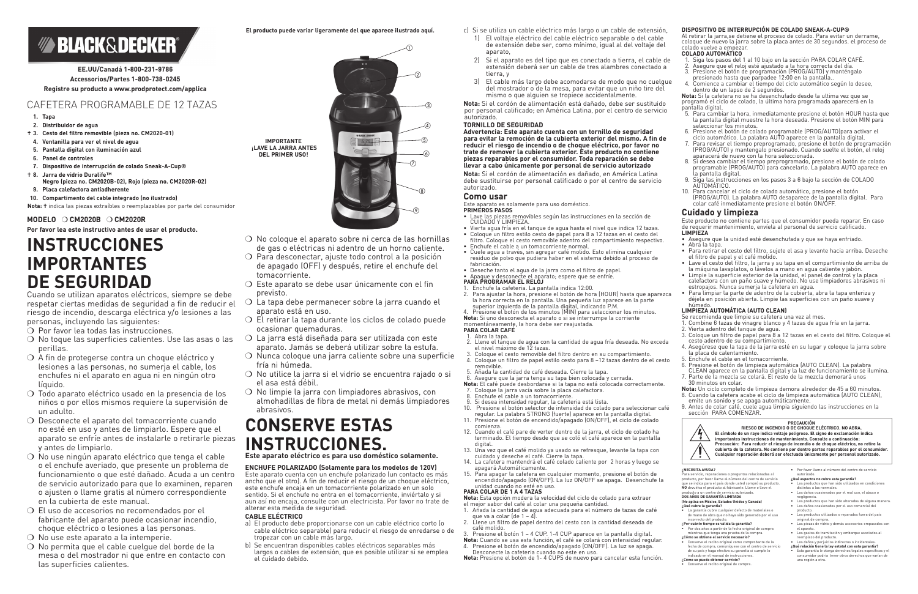# BLACK&DECKER

**EE.UU/Canadá 1-800-231-9786**

**Accessorios/Partes 1-800-738-0245**

**Registre su producto a www.prodprotect.com/applica**

## CAFETERA PROGRAMABLE DE 12 TAZAS

1. **Tapa**
2. **Distribuidor de agua**
† 3. **Cesto del filtro removible (pieza no. CM2020-01)**
4. **Ventanilla para ver el nivel de agua**
5. **Pantalla digital con iluminación azul**
6. **Panel de controles**
7. **Dispositivo de interrupción de colado Sneak-A-Cup®**
† 8. **Jarra de vidrio Duralife™ Negro (pieza no. CM2020B-02), Rojo (pieza no. CM2020R-02)**
9. **Placa calefactora antiadherente**
10. **Compartimento del cable integrado (no ilustrado)**

**Nota:** † indica las piezas extraíbles o reemplazables por parte del consumidor

**MODELO** ❍ **CM2020B** ❍ **CM2020R**

**Por favor lea este instructivo antes de usar el producto.**

**El producto puede variar ligeramente del que aparece ilustrado aquí.**

**IMPORTANTE ¡LAVE LA JARRA ANTES DEL PRIMER USO!**

# INSTRUCCIONES IMPORTANTES DE SEGURIDAD

Cuando se utilizan aparatos eléctricos, siempre se debe respetar ciertas medidas de seguridad a fin de reducir el riesgo de incendio, descarga eléctrica y/o lesiones a las personas, incluyendo las siguientes:

❍ Por favor lea todas las instrucciones.
❍ No toque las superficies calientes. Use las asas o las perillas.
❍ A fin de protegerse contra un choque eléctrico y lesiones a las personas, no sumerja el cable, los enchufes ni el aparato en agua ni en ningún otro líquido.
❍ Todo aparato eléctrico usado en la presencia de los niños o por ellos mismos requiere la supervisión de un adulto.
❍ Desconecte el aparato del tomacorriente cuando no esté en uso y antes de limpiarlo. Espere que el aparato se enfríe antes de instalarle o retirarle piezas y antes de limpiarlo.
❍ No use ningún aparato eléctrico que tenga el cable o el enchufe averiado, que presente un problema de funcionamiento o que esté dañado. Acuda a un centro de servicio autorizado para que lo examinen, reparen o ajusten o llame gratis al número correspondiente en la cubierta de este manual.
❍ El uso de accesorios no recomendados por el fabricante del aparato puede ocasionar incendio, choque eléctrico o lesiones a las personas.
❍ No use este aparato a la intemperie.
❍ No permita que el cable cuelgue del borde de la mesa o del mostrador ni que entre en contacto con las superficies calientes.
❍ No coloque el aparato sobre ni cerca de las hornillas de gas o eléctricas ni adentro de un horno caliente.
❍ Para desconectar, ajuste todo control a la posición de apagado (OFF) y después, retire el enchufe del tomacorriente.
❍ Este aparato se debe usar únicamente con el fin previsto.
❍ La tapa debe permanecer sobre la jarra cuando el aparato está en uso.
❍ El retirar la tapa durante los ciclos de colado puede ocasionar quemaduras.
❍ La jarra está diseñada para ser utilizada con este aparato. Jamás se deberá utilizar sobre la estufa.
❍ Nunca coloque una jarra caliente sobre una superficie fría ni húmeda.
❍ No utilice la jarra si el vidrio se encuentra rajado o si el asa está débil.
❍ No limpie la jarra con limpiadores abrasivos, con almohadillas de fibra de metal ni demás limpiadores abrasivos.

# CONSERVE ESTAS INSTRUCCIONES.

**Este aparato eléctrico es para uso doméstico solamente.**

**ENCHUFE POLARIZADO (Solamente para los modelos de 120V)**

Este aparato cuenta con un enchufe polarizado (un contacto es más ancho que el otro). A fin de reducir el riesgo de un choque eléctrico, este enchufe encaja en un tomacorriente polarizado en un solo sentido. Si el enchufe no entra en el tomacorriente, inviértalo y si aun así no encaja, consulte con un electricista. Por favor no trate de alterar esta medida de seguridad.

**CABLE ELÉCTRICO**

a) El producto debe proporcionarse con un cable eléctrico corto (o cable eléctrico separable) para reducir el riesgo de enredarse o de tropezar con un cable más largo.
b) Se encuentran disponibles cables eléctricos separables más largos o cables de extensión, que es posible utilizar si se emplea el cuidado debido.
c) Si se utiliza un cable eléctrico más largo o un cable de extensión,
   1) El voltaje eléctrico del cable eléctrico separable o del cable de extensión debe ser, como mínimo, igual al del voltaje del aparato,
   2) Si el aparato es del tipo que es conectado a tierra, el cable de extensión deberá ser un cable de tres alambres conectado a tierra, y
   3) El cable más largo debe acomodarse de modo que no cuelgue del mostrador o de la mesa, para evitar que un niño tire del mismo o que alguien se tropiece accidentalmente.

**Nota:** Si el cordón de alimentación está dañado, debe ser sustituido por personal calificado; en América Latina, por el centro de servicio autorizado.

**TORNILLO DE SEGURIDAD**

**Advertencia: Este aparato cuenta con un tornillo de seguridad para evitar la remoción de la cubierta exterior del mismo. A fin de reducir el riesgo de incendio o de choque eléctrico, por favor no trate de remover la cubierta exterior. Este producto no contiene piezas reparables por el consumidor. Toda reparación se debe llevar a cabo únicamente por personal de servicio autorizado**

**Nota:** Si el cordón de alimentación es dañado, en América Latina debe sustituirse por personal calificado o por el centro de servicio autorizado.

## Como usar

Este aparato es solamente para uso doméstico.

**PRIMEROS PASOS**

- Lave las piezas removibles según las instrucciones en la sección de CUIDADO Y LIMPIEZA.
- Vierta agua fría en el tanque de agua hasta el nivel que indica 12 tazas.
- Coloque un filtro estilo cesto de papel para 8 a 12 tazas en el cesto del filtro. Coloque el cesto removible adentro del compartimiento respectivo.
- Enchufe el cable a un tomacorriente normal.
- Cuele agua a través, sin agregar café molido. Esto elimina cualquier residuo de polvo que pudiera haber en el sistema debido al proceso de fabricación.
- Deseche tanto el agua de la jarra como el filtro de papel.
- Apague y desconecte el aparato; espere que se enfríe.

**PARA PROGRAMAR EL RELOJ**

1. Enchufe la cafetería. La pantalla indica 12:00.
2. Para ajustar la hora, presione el botón de hora (HOUR) hasta que aparezca la hora correcta en la pantalla. Una pequeña luz aparece en la parte superior izquierda de la pantalla digital, indicando P.M.
4. Presione el botón de los minutos (MIN) para seleccionar los minutos.

**Nota:** Si uno desconecta el aparato o si se interrumpe la corriente momentáneamente, la hora debe ser reajustada.

**PARA COLAR CAFÉ**

1. Abra la tapa.
2. Llene el tanque de agua con la cantidad de agua fría deseada. No exceda el nivel máximo de 12 tazas.
3. Coloque el cesto removible del filtro dentro en su compartimiento.
4. Coloque un filtro de papel estilo cesto para 8 –12 tazas dentro de el cesto removible.
5. Añada la cantidad de café deseada. Cierre la tapa.
6. Asegure que la jarra tenga su tapa bien colocada y cerrada.

**Nota:** El café puede desbordarse si la tapa no está colocada correctamente.

7. Coloque la jarra vacía sobre la placa calefactora.
8. Enchufe el cable a un tomacorriente.
9. Si desea intensidad regular, la cafetería está lista.
10. Presione el botón selector de intensidad de colado para seleccionar café regular. La palabra STRONG (fuerte) aparece en la pantalla digital.
11. Presione el botón de encendido/apagado (ON/OFF), el ciclo de colado comienza.
12. Cuando el café pare de verter dentro de la jarra, el ciclo de colado ha terminado. El tiempo desde que se coló el café aparece en la pantalla digital.
13. Una vez que el café molido ya usado se refresque, levante la tapa con cuidado y deseche el café. Cierre la tapa.
14. La cafetera mantendrá el café colado caliente por 2 horas y luego se apagará Automáticamente.
15. Para apagar la cafetera en cualquier momento, presione el botón de encendido/apagado (ON/OFF). La luz ON/OFF se apaga. Desenchufe la unidad cuando no esté en uso.

**PARA COLAR DE 1 A 4 TAZAS**

**Nota:** Esta opción modera la velocidad del ciclo de colado para extraer el mejor sabor del café al colar una pequeña cantidad.

1. Añada la cantidad de agua adecuada para el número de tazas de café que va a colar (de 1 – 4).
2. Llene un filtro de papel dentro del cesto con la cantidad deseada de café molido.
3. Presione el botón 1 – 4 CUP. 1-4 CUP aparece en la pantalla digital.

**Nota:** Cuando se usa esta función, el café se colará con intensidad regular.

4. Presione el botón de encendido/apagado (ON/OFF). La luz se apaga. Desconecte la cafetera cuando no este en uso.

**Nota:** Presione el botón de 1- 4 CUPS de nuevo para cancelar esta función.

**DISPOSITIVO DE INTERRUPCIÓN DE COLADO SNEAK-A-CUP®**

Al retirar la jarra,se detiene el proceso de colado. Para evitar un derrame, coloque de nuevo la jarra sobre la placa antes de 30 segundos. el proceso de colado vuelve a empezar.

**COLADO AUTOMÁTICO**

1. Siga los pasos del 1 al 10 bajo en la sección PARA COLAR CAFÉ.
2. Asegure que el reloj esté ajustado a la hora correcta del día.
3. Presione el botón de programación (PROG/AUTO) y manténgalo presionado hasta que parpadee 12:00 en la pantalla..
4. Comience a cambiar el tiempo del ciclo automático según lo desee, dentro de un lapso de 2 segundos.

**Nota:** Si la cafetera no se ha desenchufado desde la ultima vez que se programó el ciclo de colado, la última hora programada aparecerá en la pantalla digital.

5. Para cambiar la hora, inmediatamente presione el botón HOUR hasta que la pantalla digital muestre la hora deseada. Presione el botón MIN para seleccionar los minutos.
6. Presione el botón de colado programable (PROG/AUTO)para activar el ciclo automático. La palabra AUTO aparece en la pantalla digital.
7. Para revisar el tiempo preprogramado, presione el botón de programación (PROG/AUTO) y mantengalo presionado. Cuando suelte el botón, el reloj aparecerá de nuevo con la hora seleccionada.
8. Si desea cambiar el tiempo preprogramado, presione el botón de colado programable (PROG/AUTO) para cancelarlo. La palabra AUTO aparece en la pantalla digital.
9. Siga las instrucciones en los pasos 3 a 6 bajo la sección de COLADO AUTOMÁTICO.
10. Para cancelar el ciclo de colado automático, presione el botón (PROG/AUTO). La palabra AUTO desaparece de la pantalla digital. Para colar café inmediatamente presione el botón ON/OFF.

## Cuidado y limpieza

Este producto no contiene partes que el consumidor pueda reparar. En caso de requerir mantenimiento, envíela al personal de servicio calificado.

**LIMPIEZA**

- Asegure que la unidad esté desenchufada y que se haya enfriado.
- Abra la tapa.
- Para retirar el cesto del filtro, sujete el asa y levante hacia arriba. Deseche el filtro de papel y el café molido.
- Lave el cesto del filtro, la jarra y su tapa en el compartimento de arriba de la máquina lavaplatos, o lávelos a mano en agua caliente y jabón.
- Limpie la superficie exterior de la unidad, el panel de control y la placa calefactora con un paño suave y húmedo. No use limpiadores abrasivos ni estropajos. Nunca sumerja la cafetera en agua.
- Para limpiar la parte de adentro de la cubierta, abra la tapa entereza y déjela en posición abierta. Limpie las superficies con un paño suave y húmedo.

**LIMPIEZA AUTOMÁTICA (AUTO CLEAN)**

Se recomienda que limpie su cafetera una vez al mes.

1. Combine 6 tazas de vinagre blanco y 4 tazas de agua fría en la jarra.
2. Vierta adentro del tanque de agua.
3. Coloque un filtro de papel para 8 a 12 tazas en el cesto del filtro. Coloque el cesto adentro de su compartimento.
4. Asegúrese que la tapa de la jarra esté en su lugar y coloque la jarra sobre la placa de calentamiento.
5. Enchufe el cable en el tomacorriente.
6. Presione el botón de limpieza automática (AUTO CLEAN). La palabra CLEAN aparece en la pantalla digital y la luz de funcionamiento se ilumina.
7. Parte de la mezcla se colará. El resto de la mezcla demorará unos 30 minutos en colar.

**Nota:** Un ciclo completo de limpieza demora alrededor de 45 a 60 minutos.

8. Cuando la cafetera acabe el ciclo de limpieza automática (AUTO CLEAN), emite un sonido y se apaga automáticamente.
9. Antes de colar café, cuele agua limpia siguiendo las instrucciones en la sección PARA COMENZAR.

**PRECAUCIÓN**
**RIESGO DE INCENDIO O DE CHOQUE ELÉCTRICO. NO ABRA.**
**El símbolo de un rayo indica voltaje peligroso. El signo de exclamación indica importantes instrucciones de mantenimiento. Consulte a continuación: Precaución: Para reducir el riesgo de incendio o de choque eléctrico, no retire la cubierta de la cafetera. No contiene por dentro partes reparables por el consumidor. Cualquier reparación deberá ser efectuada únicamente por personal autorizado.**

**¿NECESITA AYUDA?**

Para servicio, reparaciones o preguntas relacionadas al producto, por favor llame al número del centro de servicio que se indica para el país donde usted compró su producto. **NO** devuélva el producto al fabricante. Llame o lleve el producto a un centro de servicio autorizado.

**DOS AÑOS DE GARANTÍA LIMITADA**
**(No aplica en México, Estados Unidos y Canada)**

**¿Qué cubre la garantia?**
- La garantía cubre cualquier defecto de materiales o de mano de obra que no haya sido generado por el uso incorrecto del producto.

**¿Por cuánto tiempo es válida la garantía?**
- Por dos años a partir de la fecha original de compra mientras que tenga una prueba de la compra.

**¿Cómo se obtiene el servicio necesario?**
- Conserve el recibo original como comprobante de la fecha de compra, comuníquese con el centro de servicio de su país y haga efectiva su garantía si cumple lo indicado en el manual de instrucciones.

**¿Cómo se puede obtener servicio?**
- Conserve el recibo original de compra.
- Por favor llame al número del centro de servicio autorizado.

**¿Qué aspectos no cubre esta garantía?**
- Los productos que han sido utilizados en condiciones distintas a las normales.
- Los daños ocasionados por el mal uso, el abuso o negligencia.
- Los productos que han sido alterados de alguna manera.
- Los daños ocasionados por el uso comercial del producto.
- Los productos utilizados o reparados fuera del país original de compra.
- Las piezas de vidrio y demás accesorios empacados con el aparato.
- Los gastos de tramitación y embarque asociados al reemplazo del producto.
- Los daños y perjuicios indirectos o incidentales.

**¿Qué relación tiene la ley estatal con esta garantía?**
- Esta garantía le otorga derechos legales específicos y el consumidor podría tener otros derechos que varían de una región a otra.